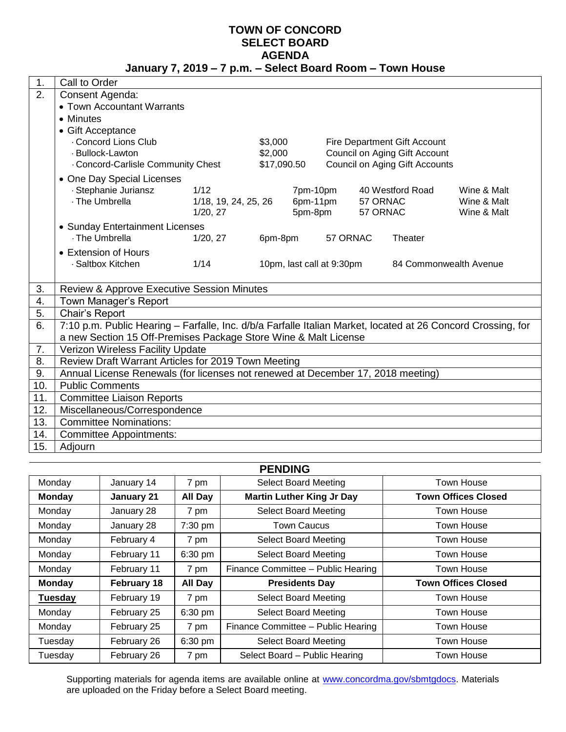# TOWN OF CONCORD
# SELECT BOARD
# AGENDA
## January 7, 2019 – 7 p.m. – Select Board Room – Town House

| | |
|---|---|
| 1. | Call to Order |
| 2. | Consent Agenda:<br>• Town Accountant Warrants<br>• Minutes<br>• Gift Acceptance<br>· Concord Lions Club — $3,000 — Fire Department Gift Account<br>· Bullock-Lawton — $2,000 — Council on Aging Gift Account<br>· Concord-Carlisle Community Chest — $17,090.50 — Council on Aging Gift Accounts<br>• One Day Special Licenses<br>· Stephanie Juriansz — 1/12 — 7pm-10pm — 40 Westford Road — Wine & Malt<br>· The Umbrella — 1/18, 19, 24, 25, 26 — 6pm-11pm — 57 ORNAC — Wine & Malt<br>1/20, 27 — 5pm-8pm — 57 ORNAC — Wine & Malt<br>• Sunday Entertainment Licenses<br>· The Umbrella — 1/20, 27 — 6pm-8pm — 57 ORNAC — Theater<br>• Extension of Hours<br>· Saltbox Kitchen — 1/14 — 10pm, last call at 9:30pm — 84 Commonwealth Avenue |
| 3. | Review & Approve Executive Session Minutes |
| 4. | Town Manager's Report |
| 5. | Chair's Report |
| 6. | 7:10 p.m. Public Hearing – Farfalle, Inc. d/b/a Farfalle Italian Market, located at 26 Concord Crossing, for a new Section 15 Off-Premises Package Store Wine & Malt License |
| 7. | Verizon Wireless Facility Update |
| 8. | Review Draft Warrant Articles for 2019 Town Meeting |
| 9. | Annual License Renewals (for licenses not renewed at December 17, 2018 meeting) |
| 10. | Public Comments |
| 11. | Committee Liaison Reports |
| 12. | Miscellaneous/Correspondence |
| 13. | Committee Nominations: |
| 14. | Committee Appointments: |
| 15. | Adjourn |

## PENDING

| | | | | |
|---|---|---|---|---|
| Monday | January 14 | 7 pm | Select Board Meeting | Town House |
| **Monday** | **January 21** | **All Day** | **Martin Luther King Jr Day** | **Town Offices Closed** |
| Monday | January 28 | 7 pm | Select Board Meeting | Town House |
| Monday | January 28 | 7:30 pm | Town Caucus | Town House |
| Monday | February 4 | 7 pm | Select Board Meeting | Town House |
| Monday | February 11 | 6:30 pm | Select Board Meeting | Town House |
| Monday | February 11 | 7 pm | Finance Committee – Public Hearing | Town House |
| **Monday** | **February 18** | **All Day** | **Presidents Day** | **Town Offices Closed** |
| **Tuesday** | February 19 | 7 pm | Select Board Meeting | Town House |
| Monday | February 25 | 6:30 pm | Select Board Meeting | Town House |
| Monday | February 25 | 7 pm | Finance Committee – Public Hearing | Town House |
| Tuesday | February 26 | 6:30 pm | Select Board Meeting | Town House |
| Tuesday | February 26 | 7 pm | Select Board – Public Hearing | Town House |

Supporting materials for agenda items are available online at www.concordma.gov/sbmtgdocs. Materials are uploaded on the Friday before a Select Board meeting.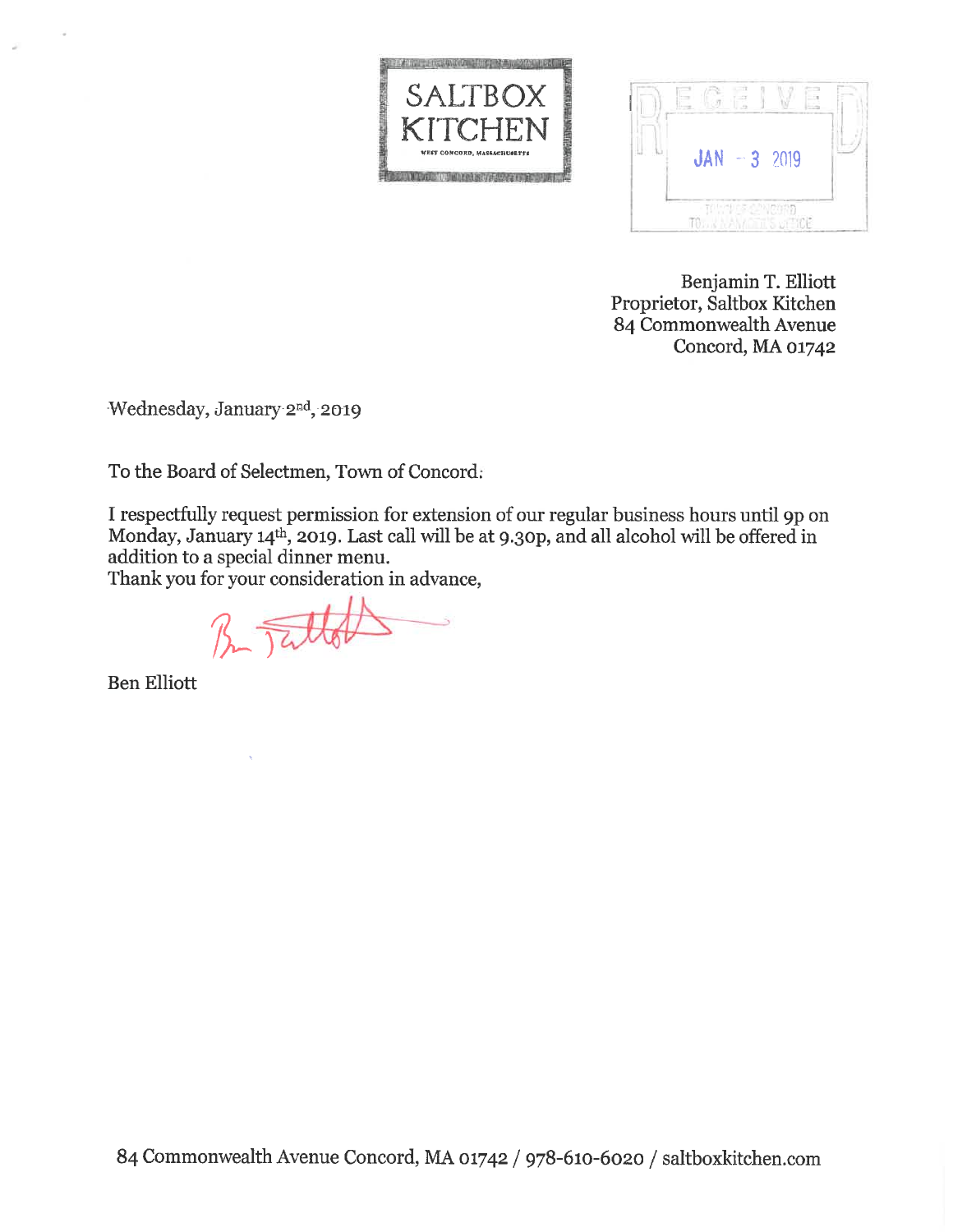SALTBOX KITCHEN

WEST CONCORD, MASSACHUSETTS

RECEIVED

JAN - 3 2019

TOWN OF CONCORD
TOWN MANAGER'S OFFICE

Benjamin T. Elliott
Proprietor, Saltbox Kitchen
84 Commonwealth Avenue
Concord, MA 01742

Wednesday, January 2nd, 2019

To the Board of Selectmen, Town of Concord:

I respectfully request permission for extension of our regular business hours until 9p on Monday, January 14th, 2019. Last call will be at 9.30p, and all alcohol will be offered in addition to a special dinner menu.
Thank you for your consideration in advance,

Ben Elliott

84 Commonwealth Avenue Concord, MA 01742 / 978-610-6020 / saltboxkitchen.com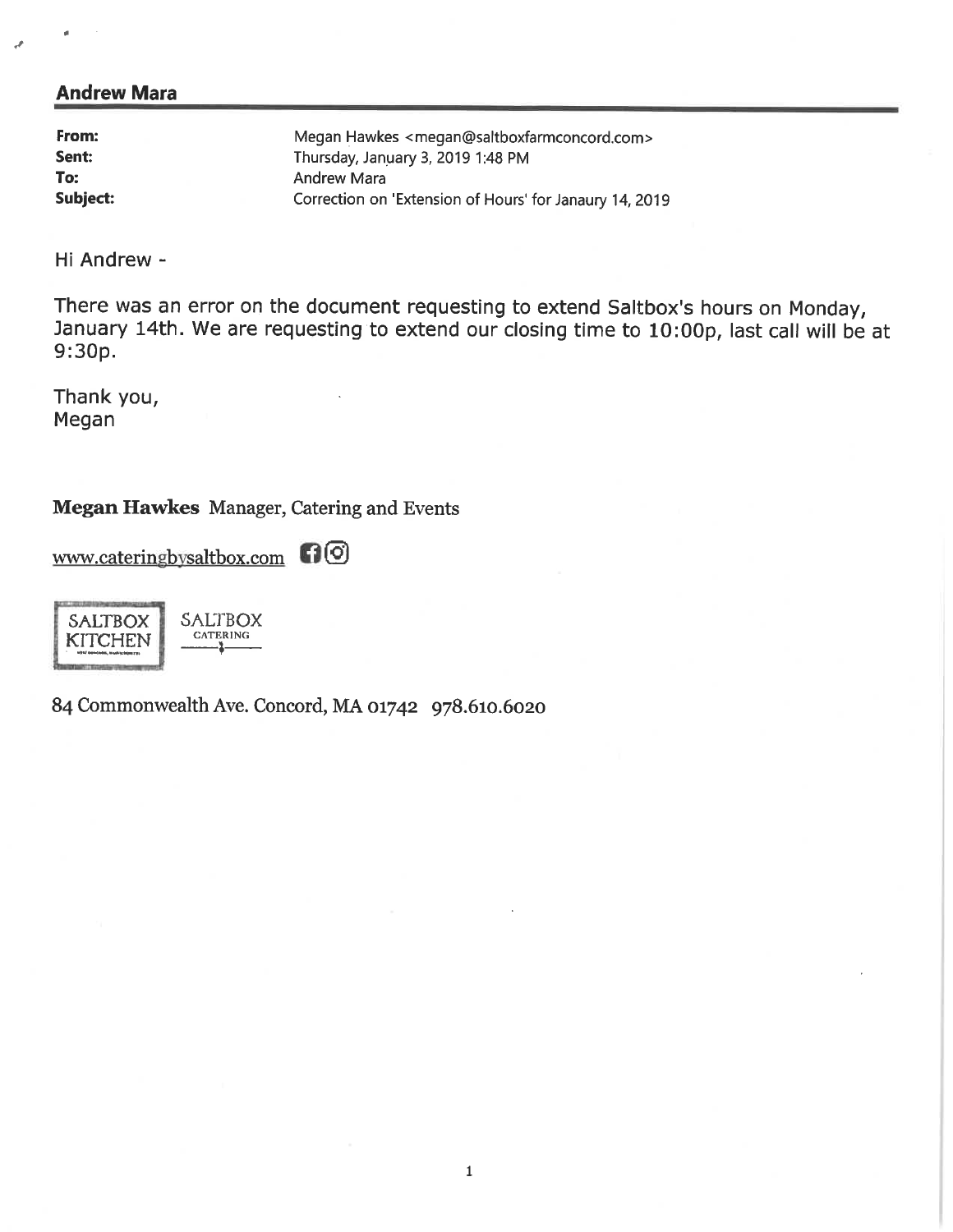## Andrew Mara

**From:** Megan Hawkes <megan@saltboxfarmconcord.com>
**Sent:** Thursday, January 3, 2019 1:48 PM
**To:** Andrew Mara
**Subject:** Correction on 'Extension of Hours' for Janaury 14, 2019

Hi Andrew -

There was an error on the document requesting to extend Saltbox's hours on Monday, January 14th. We are requesting to extend our closing time to 10:00p, last call will be at 9:30p.

Thank you,
Megan

**Megan Hawkes** Manager, Catering and Events

www.cateringbysaltbox.com

SALTBOX KITCHEN SALTBOX CATERING

84 Commonwealth Ave. Concord, MA 01742 978.610.6020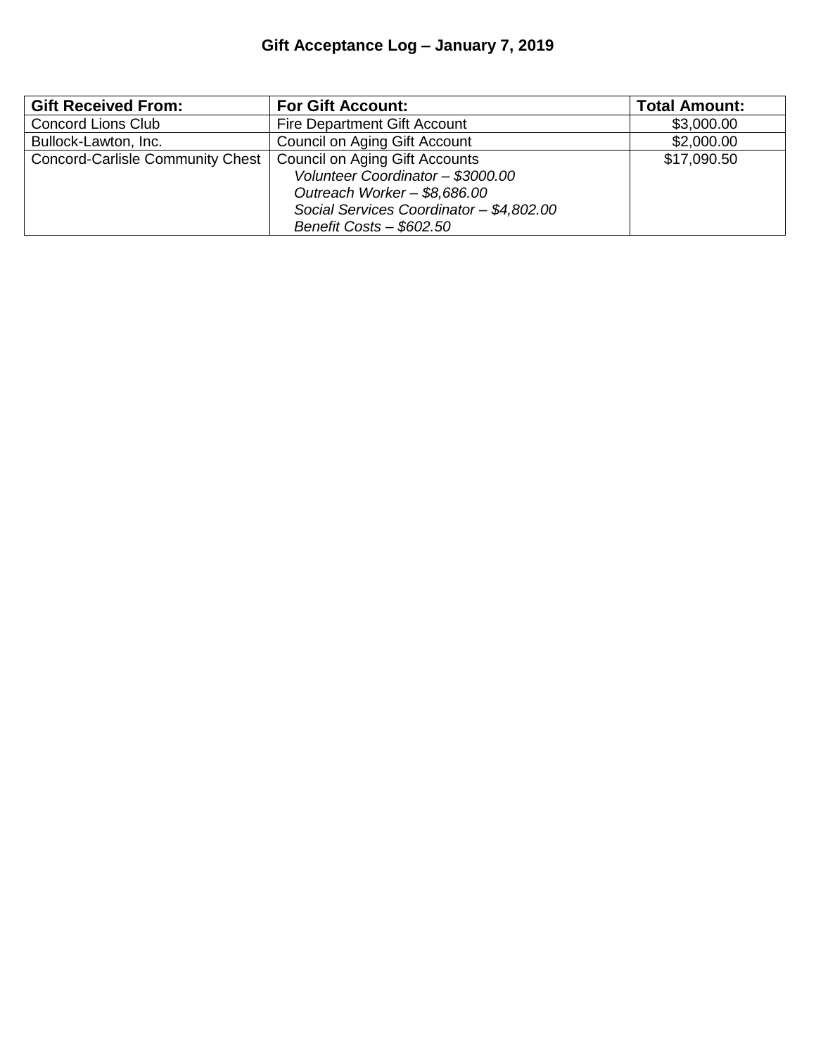## Gift Acceptance Log – January 7, 2019

| Gift Received From: | For Gift Account: | Total Amount: |
|---|---|---|
| Concord Lions Club | Fire Department Gift Account | $3,000.00 |
| Bullock-Lawton, Inc. | Council on Aging Gift Account | $2,000.00 |
| Concord-Carlisle Community Chest | Council on Aging Gift Accounts<br>*Volunteer Coordinator – $3000.00*<br>*Outreach Worker – $8,686.00*<br>*Social Services Coordinator – $4,802.00*<br>*Benefit Costs – $602.50* | $17,090.50 |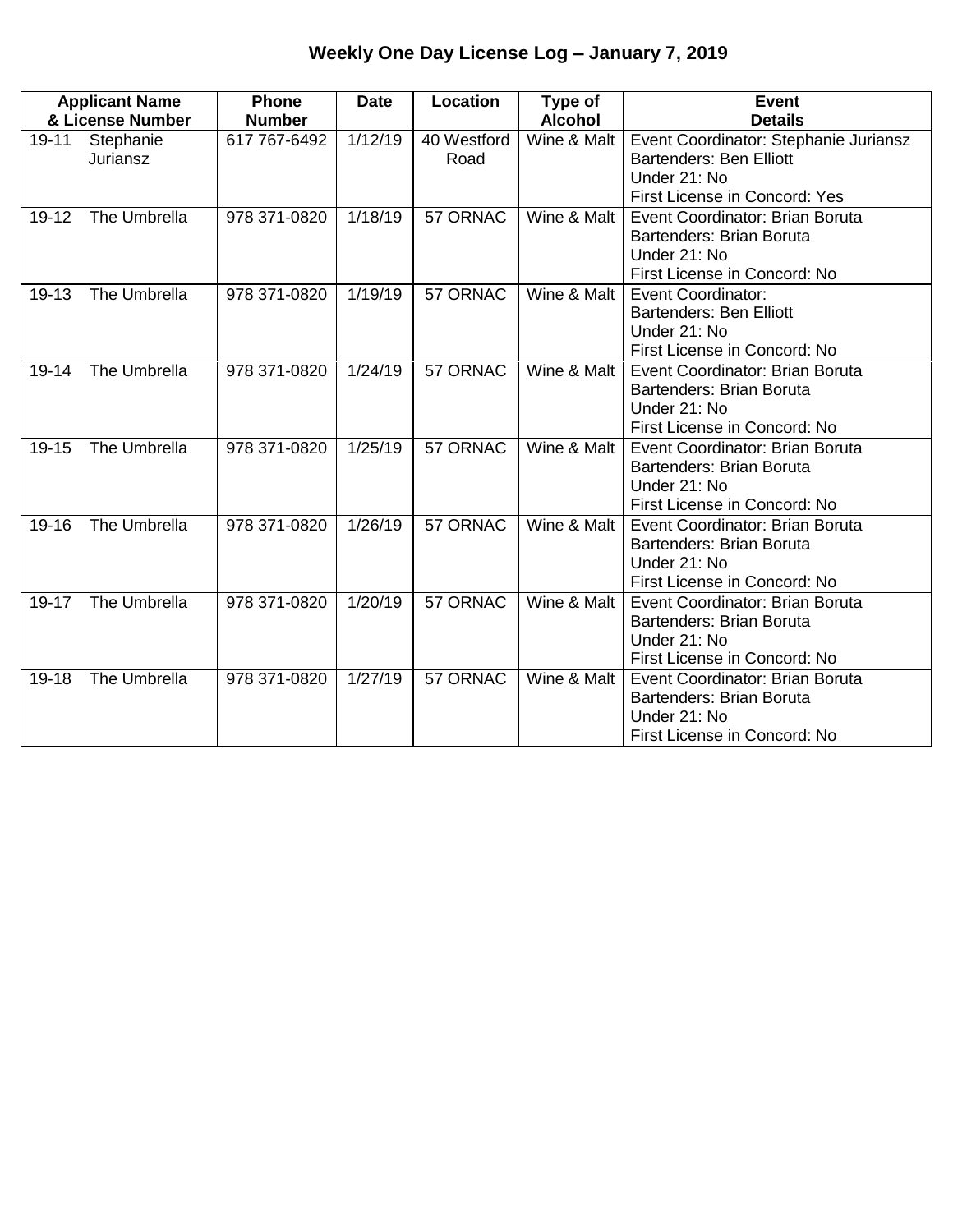# Weekly One Day License Log – January 7, 2019

| Applicant Name & License Number | Phone Number | Date | Location | Type of Alcohol | Event Details |
|---|---|---|---|---|---|
| 19-11 Stephanie Juriansz | 617 767-6492 | 1/12/19 | 40 Westford Road | Wine & Malt | Event Coordinator: Stephanie Juriansz<br>Bartenders: Ben Elliott<br>Under 21: No<br>First License in Concord: Yes |
| 19-12 The Umbrella | 978 371-0820 | 1/18/19 | 57 ORNAC | Wine & Malt | Event Coordinator: Brian Boruta<br>Bartenders: Brian Boruta<br>Under 21: No<br>First License in Concord: No |
| 19-13 The Umbrella | 978 371-0820 | 1/19/19 | 57 ORNAC | Wine & Malt | Event Coordinator:<br>Bartenders: Ben Elliott<br>Under 21: No<br>First License in Concord: No |
| 19-14 The Umbrella | 978 371-0820 | 1/24/19 | 57 ORNAC | Wine & Malt | Event Coordinator: Brian Boruta<br>Bartenders: Brian Boruta<br>Under 21: No<br>First License in Concord: No |
| 19-15 The Umbrella | 978 371-0820 | 1/25/19 | 57 ORNAC | Wine & Malt | Event Coordinator: Brian Boruta<br>Bartenders: Brian Boruta<br>Under 21: No<br>First License in Concord: No |
| 19-16 The Umbrella | 978 371-0820 | 1/26/19 | 57 ORNAC | Wine & Malt | Event Coordinator: Brian Boruta<br>Bartenders: Brian Boruta<br>Under 21: No<br>First License in Concord: No |
| 19-17 The Umbrella | 978 371-0820 | 1/20/19 | 57 ORNAC | Wine & Malt | Event Coordinator: Brian Boruta<br>Bartenders: Brian Boruta<br>Under 21: No<br>First License in Concord: No |
| 19-18 The Umbrella | 978 371-0820 | 1/27/19 | 57 ORNAC | Wine & Malt | Event Coordinator: Brian Boruta<br>Bartenders: Brian Boruta<br>Under 21: No<br>First License in Concord: No |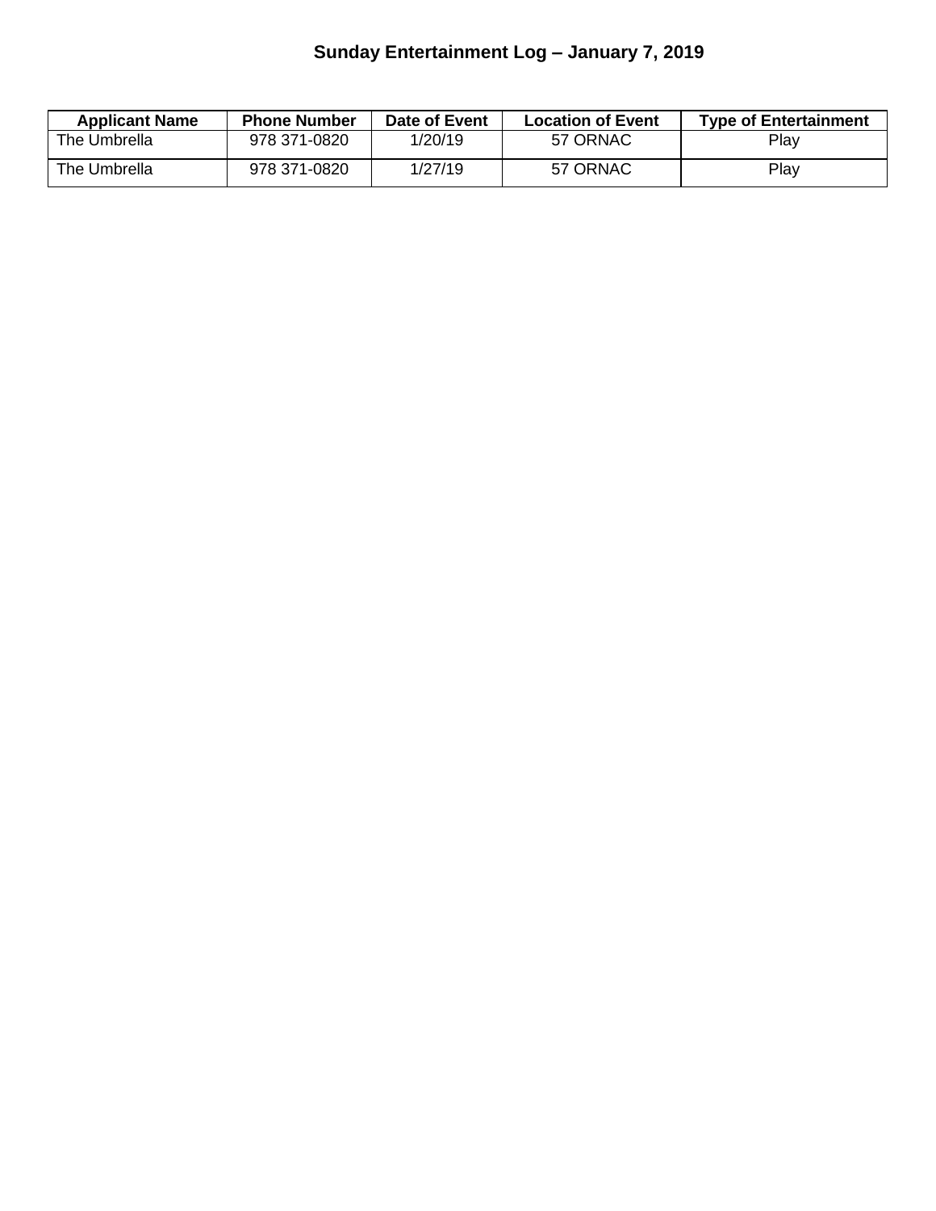# Sunday Entertainment Log – January 7, 2019

| Applicant Name | Phone Number | Date of Event | Location of Event | Type of Entertainment |
|---|---|---|---|---|
| The Umbrella | 978 371-0820 | 1/20/19 | 57 ORNAC | Play |
| The Umbrella | 978 371-0820 | 1/27/19 | 57 ORNAC | Play |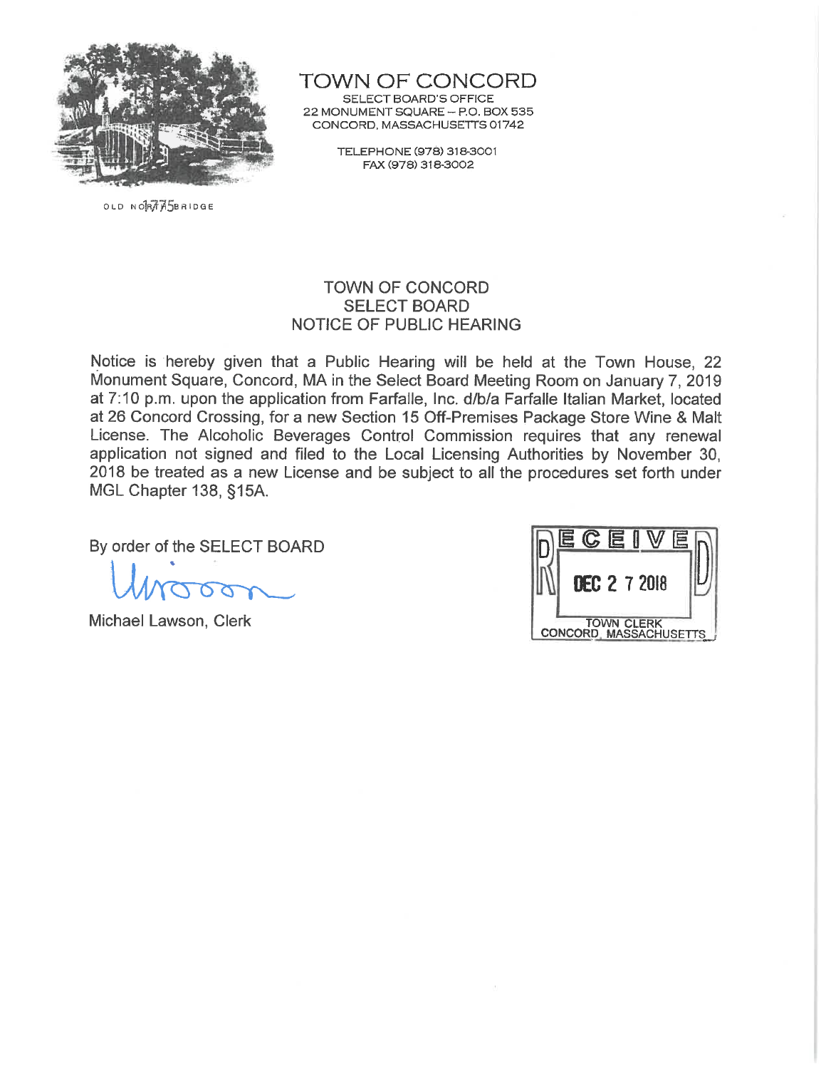# TOWN OF CONCORD

SELECT BOARD'S OFFICE
22 MONUMENT SQUARE – P.O. BOX 535
CONCORD, MASSACHUSETTS 01742

TELEPHONE (978) 318-3001
FAX (978) 318-3002

OLD NORTH BRIDGE 1775

## TOWN OF CONCORD
## SELECT BOARD
## NOTICE OF PUBLIC HEARING

Notice is hereby given that a Public Hearing will be held at the Town House, 22 Monument Square, Concord, MA in the Select Board Meeting Room on January 7, 2019 at 7:10 p.m. upon the application from Farfalle, Inc. d/b/a Farfalle Italian Market, located at 26 Concord Crossing, for a new Section 15 Off-Premises Package Store Wine & Malt License. The Alcoholic Beverages Control Commission requires that any renewal application not signed and filed to the Local Licensing Authorities by November 30, 2018 be treated as a new License and be subject to all the procedures set forth under MGL Chapter 138, §15A.

By order of the SELECT BOARD

Michael Lawson, Clerk

RECEIVED
DEC 27 2018
TOWN CLERK
CONCORD, MASSACHUSETTS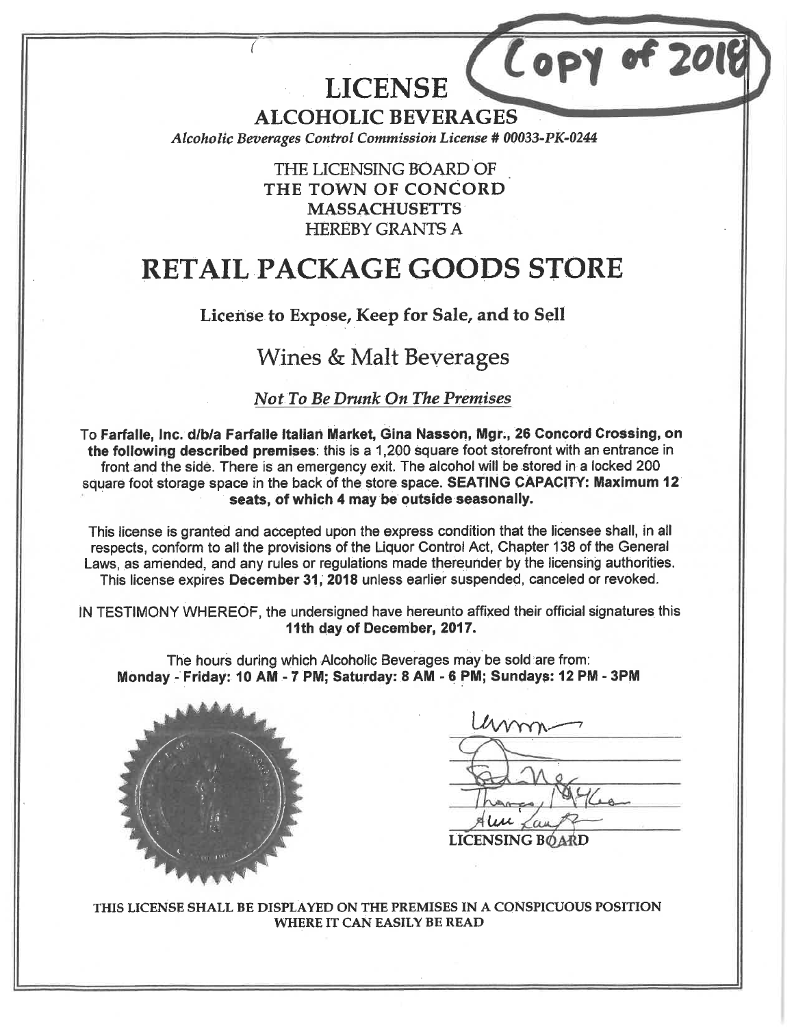(Copy of 2018)

# LICENSE

## ALCOHOLIC BEVERAGES

*Alcoholic Beverages Control Commission License # 00033-PK-0244*

THE LICENSING BOARD OF
**THE TOWN OF CONCORD**
**MASSACHUSETTS**
HEREBY GRANTS A

# RETAIL PACKAGE GOODS STORE

**License to Expose, Keep for Sale, and to Sell**

## Wines & Malt Beverages

***Not To Be Drunk On The Premises***

To **Farfalle, Inc. d/b/a Farfalle Italian Market, Gina Nasson, Mgr., 26 Concord Crossing, on the following described premises**: this is a 1,200 square foot storefront with an entrance in front and the side. There is an emergency exit. The alcohol will be stored in a locked 200 square foot storage space in the back of the store space. **SEATING CAPACITY: Maximum 12 seats, of which 4 may be outside seasonally.**

This license is granted and accepted upon the express condition that the licensee shall, in all respects, conform to all the provisions of the Liquor Control Act, Chapter 138 of the General Laws, as amended, and any rules or regulations made thereunder by the licensing authorities. This license expires **December 31, 2018** unless earlier suspended, canceled or revoked.

IN TESTIMONY WHEREOF, the undersigned have hereunto affixed their official signatures this **11th day of December, 2017.**

The hours during which Alcoholic Beverages may be sold are from:
**Monday - Friday: 10 AM - 7 PM; Saturday: 8 AM - 6 PM; Sundays: 12 PM - 3PM**

LICENSING BOARD

THIS LICENSE SHALL BE DISPLAYED ON THE PREMISES IN A CONSPICUOUS POSITION WHERE IT CAN EASILY BE READ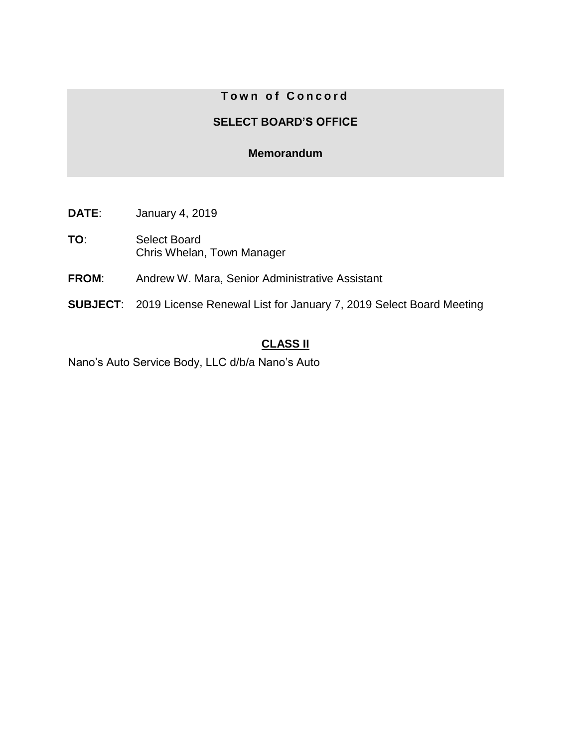# Town of Concord

## SELECT BOARD'S OFFICE

### Memorandum

**DATE**: January 4, 2019

**TO**: Select Board
Chris Whelan, Town Manager

**FROM**: Andrew W. Mara, Senior Administrative Assistant

**SUBJECT**: 2019 License Renewal List for January 7, 2019 Select Board Meeting

**CLASS II**

Nano's Auto Service Body, LLC d/b/a Nano's Auto